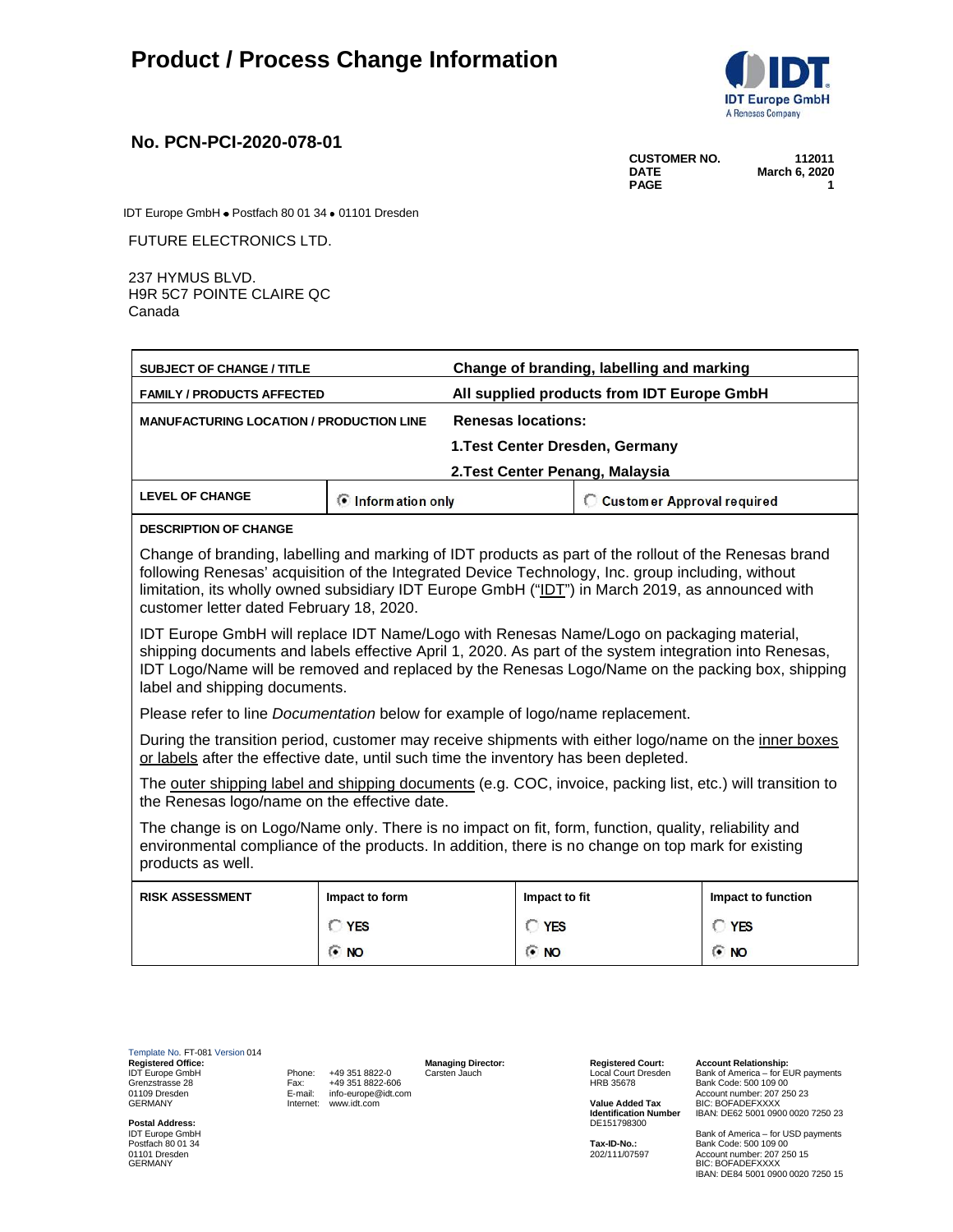# Product / Process Change Information

**IDT Europe GmbH**
A Renesas Company

## No. PCN-PCI-2020-078-01

| | |
|---|---|
| **CUSTOMER NO.** | **112011** |
| **DATE** | **March 6, 2020** |
| **PAGE** | **1** |

IDT Europe GmbH • Postfach 80 01 34 • 01101 Dresden

FUTURE ELECTRONICS LTD.

237 HYMUS BLVD.
H9R 5C7 POINTE CLAIRE QC
Canada

| **SUBJECT OF CHANGE / TITLE** | **Change of branding, labelling and marking** | |
|---|---|---|
| **FAMILY / PRODUCTS AFFECTED** | **All supplied products from IDT Europe GmbH** | |
| **MANUFACTURING LOCATION / PRODUCTION LINE** | **Renesas locations:**<br>**1.Test Center Dresden, Germany**<br>**2.Test Center Penang, Malaysia** | |
| **LEVEL OF CHANGE** | (●) Information only | ( ) Customer Approval required |

**DESCRIPTION OF CHANGE**

Change of branding, labelling and marking of IDT products as part of the rollout of the Renesas brand following Renesas' acquisition of the Integrated Device Technology, Inc. group including, without limitation, its wholly owned subsidiary IDT Europe GmbH ("IDT") in March 2019, as announced with customer letter dated February 18, 2020.

IDT Europe GmbH will replace IDT Name/Logo with Renesas Name/Logo on packaging material, shipping documents and labels effective April 1, 2020. As part of the system integration into Renesas, IDT Logo/Name will be removed and replaced by the Renesas Logo/Name on the packing box, shipping label and shipping documents.

Please refer to line *Documentation* below for example of logo/name replacement.

During the transition period, customer may receive shipments with either logo/name on the inner boxes or labels after the effective date, until such time the inventory has been depleted.

The outer shipping label and shipping documents (e.g. COC, invoice, packing list, etc.) will transition to the Renesas logo/name on the effective date.

The change is on Logo/Name only. There is no impact on fit, form, function, quality, reliability and environmental compliance of the products. In addition, there is no change on top mark for existing products as well.

| **RISK ASSESSMENT** | **Impact to form** | **Impact to fit** | **Impact to function** |
|---|---|---|---|
| | ( ) YES | ( ) YES | ( ) YES |
| | (●) NO | (●) NO | (●) NO |

Template No. FT-081 Version 014

**Registered Office:**
IDT Europe GmbH
Grenzstrasse 28
01109 Dresden
GERMANY

**Postal Address:**
IDT Europe GmbH
Postfach 80 01 34
01101 Dresden
GERMANY

Phone: +49 351 8822-0
Fax: +49 351 8822-606
E-mail: info-europe@idt.com
Internet: www.idt.com

**Managing Director:**
Carsten Jauch

**Registered Court:**
Local Court Dresden
HRB 35678

**Value Added Tax Identification Number**
DE151798300

**Tax-ID-No.:**
202/111/07597

**Account Relationship:**
Bank of America – for EUR payments
Bank Code: 500 109 00
Account number: 207 250 23
BIC: BOFADEFXXXX
IBAN: DE62 5001 0900 0020 7250 23

Bank of America – for USD payments
Bank Code: 500 109 00
Account number: 207 250 15
BIC: BOFADEFXXXX
IBAN: DE84 5001 0900 0020 7250 15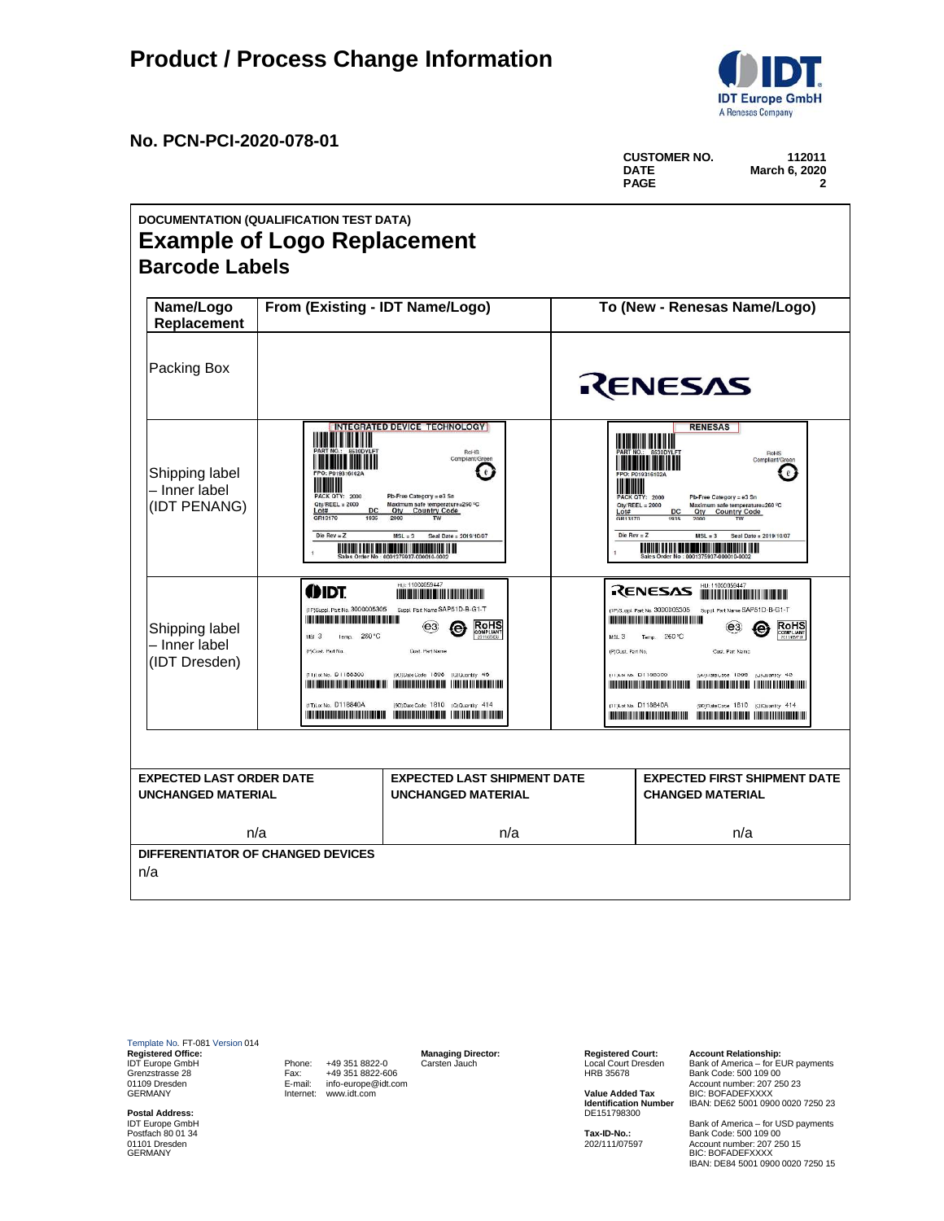# Product / Process Change Information

**No. PCN-PCI-2020-078-01**

| | |
|---|---|
| **CUSTOMER NO.** | **112011** |
| **DATE** | **March 6, 2020** |
| **PAGE** | **2** |

**DOCUMENTATION (QUALIFICATION TEST DATA)**

## Example of Logo Replacement

### Barcode Labels

| Name/Logo Replacement | From (Existing - IDT Name/Logo) | To (New - Renesas Name/Logo) |
|---|---|---|
| Packing Box | | RENESAS |
| Shipping label – Inner label (IDT PENANG) | INTEGRATED DEVICE TECHNOLOGY<br>PART NO.: 8530DYLFT<br>FPO: P019316102A<br>PACK QTY: 2000<br>Qty/REEL = 2000<br>Lot# DC Qty Country Code<br>GR13170 1935 2000 TW<br>RoHS Compliant/Green<br>Pb-Free Category = e3 Sn<br>Maximum safe temperature=260 °C<br>Die Rev = Z MSL = 3 Seal Date = 2019/10/07<br>Sales Order No : 0001375937-000010-0002 | RENESAS<br>PART NO.: 8530DYLFT<br>FPO: P019316102A<br>PACK QTY: 2000<br>Qty/REEL = 2000<br>Lot# DC Qty Country Code<br>GR13170 1935 2000 TW<br>RoHS Compliant/Green<br>Pb-Free Category = e3 Sn<br>Maximum safe temperature=260 °C<br>Die Rev = Z MSL = 3 Seal Date = 2019/10/07<br>Sales Order No : 0001375937-000010-0002 |
| Shipping label – Inner label (IDT Dresden) | IDT<br>HU: 11000059447<br>(1P)Suppl. Part No. 3000005305<br>Suppl. Part Name SAP51D-B-G1-T<br>MSL 3 Temp. 260 °C<br>e3 RoHS COMPLIANT<br>(P)Cust. Part No. Cust. Part Name<br>(1T)Lot No. D1186300 (9D)Date Code 1806 (Q)Quantity 48<br>(1T)Lot No. D118840A (9D)Date Code 1810 (Q)Quantity 414 | RENESAS<br>HU: 11000059447<br>(1P)Suppl. Part No. 3000005305<br>Suppl. Part Name SAP51D-B-G1-T<br>MSL 3 Temp. 260 °C<br>e3 RoHS COMPLIANT<br>(P)Cust. Part No. Cust. Part Name<br>(1T)Lot No. D1186300 (9D)Date Code 1806 (Q)Quantity 48<br>(1T)Lot No. D118840A (9D)Date Code 1810 (Q)Quantity 414 |

| EXPECTED LAST ORDER DATE UNCHANGED MATERIAL | EXPECTED LAST SHIPMENT DATE UNCHANGED MATERIAL | EXPECTED FIRST SHIPMENT DATE CHANGED MATERIAL |
|---|---|---|
| n/a | n/a | n/a |

**DIFFERENTIATOR OF CHANGED DEVICES**

n/a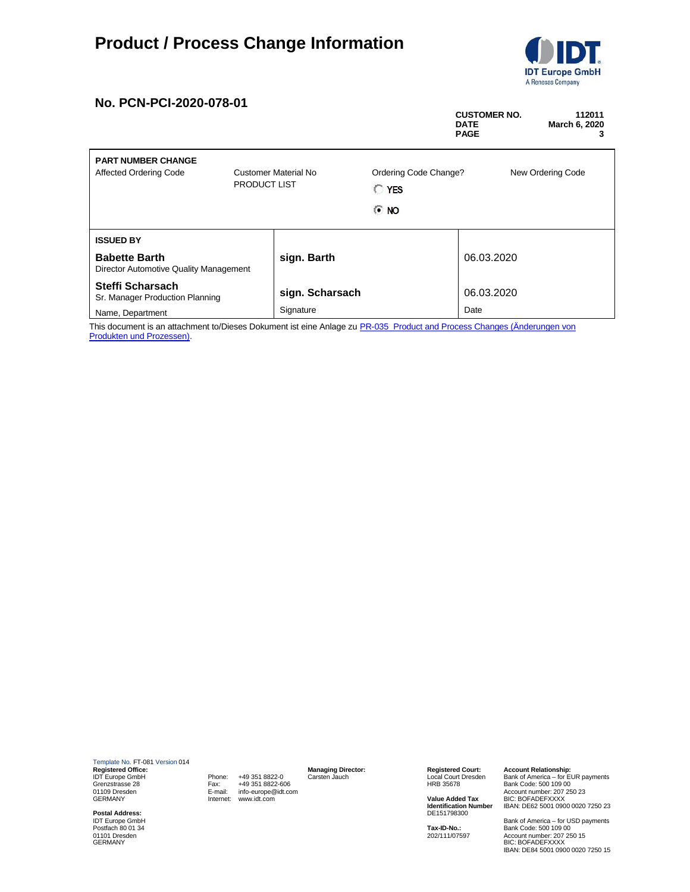# Product / Process Change Information

## No. PCN-PCI-2020-078-01

**CUSTOMER NO.** 112011
**DATE** March 6, 2020

| **PART NUMBER CHANGE** | | | |
|---|---|---|---|
| Affected Ordering Code | Customer Material No | Ordering Code Change? | New Ordering Code |
| | PRODUCT LIST | ○ YES<br>◉ NO | |

| **ISSUED BY** | | |
|---|---|---|
| **Babette Barth**<br>Director Automotive Quality Management | **sign. Barth** | 06.03.2020 |
| **Steffi Scharsach**<br>Sr. Manager Production Planning | **sign. Scharsach** | 06.03.2020 |
| Name, Department | Signature | Date |

This document is an attachment to/Dieses Dokument ist eine Anlage zu PR-035_Product and Process Changes (Änderungen von Produkten und Prozessen).

Template No. FT-081 Version 014

**Registered Office:**
IDT Europe GmbH
Grenzstrasse 28
01109 Dresden
GERMANY

**Postal Address:**
IDT Europe GmbH
Postfach 80 01 34
01101 Dresden
GERMANY

Phone: +49 351 8822-0
Fax: +49 351 8822-606
E-mail: info-europe@idt.com
Internet: www.idt.com

**Managing Director:**
Carsten Jauch

**Registered Court:**
Local Court Dresden
HRB 35678

**Value Added Tax Identification Number**
DE151798300

**Tax-ID-No.:**
202/111/07597

**Account Relationship:**
Bank of America – for EUR payments
Bank Code: 500 109 00
Account number: 207 250 23
BIC: BOFADEFXXXX
IBAN: DE62 5001 0900 0020 7250 23

Bank of America – for USD payments
Bank Code: 500 109 00
Account number: 207 250 15
BIC: BOFADEFXXXX
IBAN: DE84 5001 0900 0020 7250 15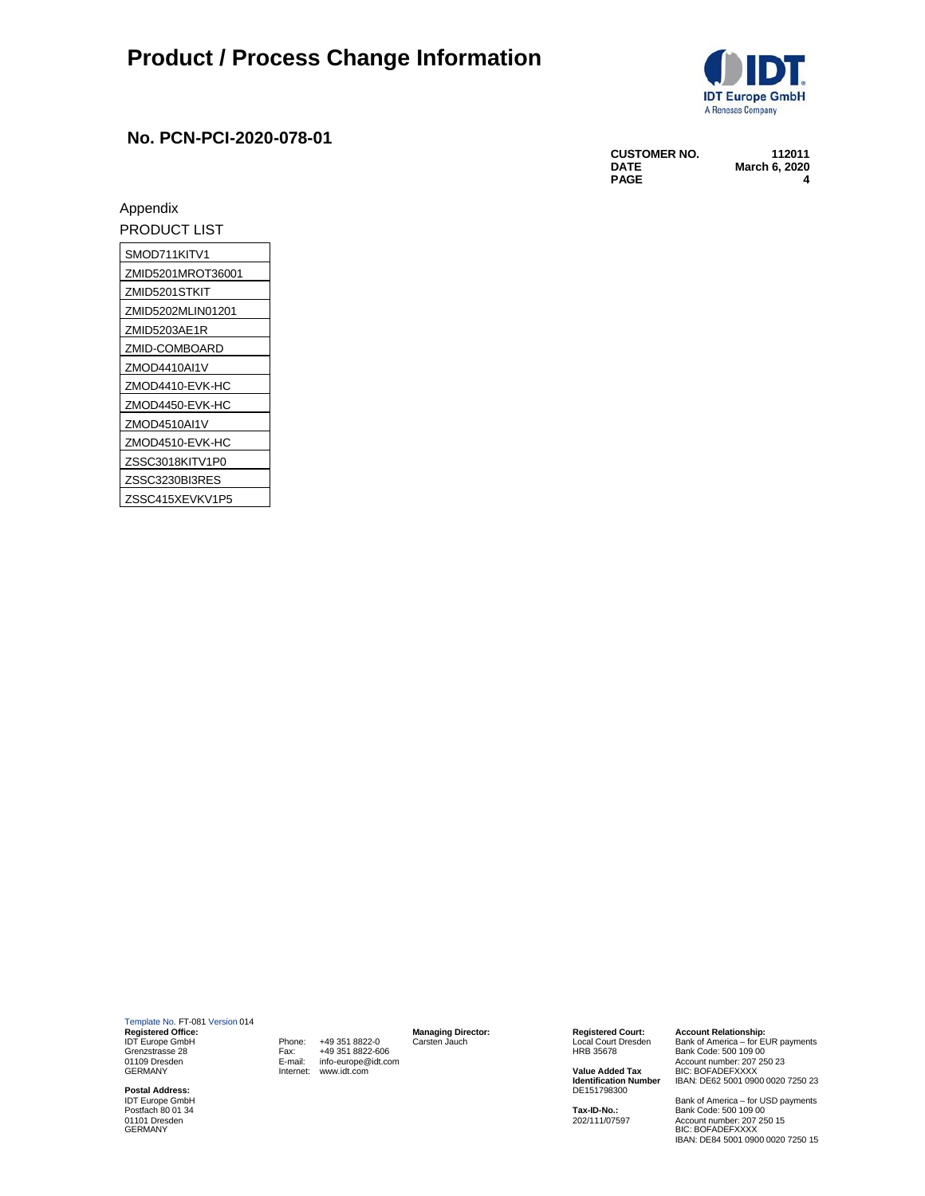# Product / Process Change Information

## No. PCN-PCI-2020-078-01

**CUSTOMER NO.** 112011
**DATE** March 6, 2020

Appendix

PRODUCT LIST

| |
|---|
| SMOD711KITV1 |
| ZMID5201MROT36001 |
| ZMID5201STKIT |
| ZMID5202MLIN01201 |
| ZMID5203AE1R |
| ZMID-COMBOARD |
| ZMOD4410AI1V |
| ZMOD4410-EVK-HC |
| ZMOD4450-EVK-HC |
| ZMOD4510AI1V |
| ZMOD4510-EVK-HC |
| ZSSC3018KITV1P0 |
| ZSSC3230BI3RES |
| ZSSC415XEVKV1P5 |